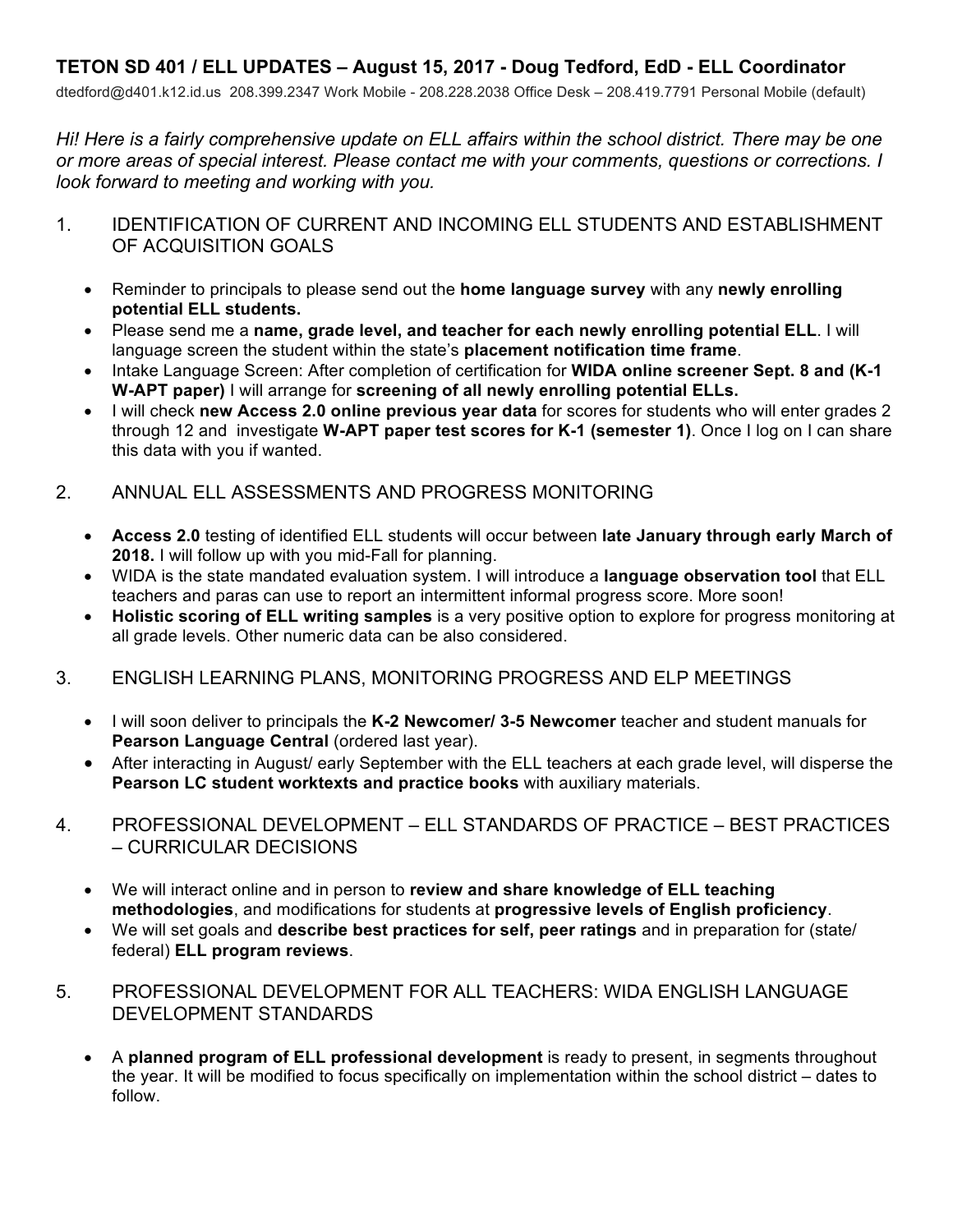**TETON SD 401 / ELL UPDATES – August 15, 2017 - Doug Tedford, EdD - ELL Coordinator**

dtedford@d401.k12.id.us 208.399.2347 Work Mobile - 208.228.2038 Office Desk – 208.419.7791 Personal Mobile (default)

*Hi! Here is a fairly comprehensive update on ELL affairs within the school district. There may be one or more areas of special interest. Please contact me with your comments, questions or corrections. I look forward to meeting and working with you.*

1. IDENTIFICATION OF CURRENT AND INCOMING ELL STUDENTS AND ESTABLISHMENT OF ACQUISITION GOALS

   - Reminder to principals to please send out the **home language survey** with any **newly enrolling potential ELL students.**
   - Please send me a **name, grade level, and teacher for each newly enrolling potential ELL**. I will language screen the student within the state's **placement notification time frame**.
   - Intake Language Screen: After completion of certification for **WIDA online screener Sept. 8 and (K-1 W-APT paper)** I will arrange for **screening of all newly enrolling potential ELLs.**
   - I will check **new Access 2.0 online previous year data** for scores for students who will enter grades 2 through 12 and investigate **W-APT paper test scores for K-1 (semester 1)**. Once I log on I can share this data with you if wanted.

2. ANNUAL ELL ASSESSMENTS AND PROGRESS MONITORING

   - **Access 2.0** testing of identified ELL students will occur between **late January through early March of 2018.** I will follow up with you mid-Fall for planning.
   - WIDA is the state mandated evaluation system. I will introduce a **language observation tool** that ELL teachers and paras can use to report an intermittent informal progress score. More soon!
   - **Holistic scoring of ELL writing samples** is a very positive option to explore for progress monitoring at all grade levels. Other numeric data can be also considered.

3. ENGLISH LEARNING PLANS, MONITORING PROGRESS AND ELP MEETINGS

   - I will soon deliver to principals the **K-2 Newcomer/ 3-5 Newcomer** teacher and student manuals for **Pearson Language Central** (ordered last year).
   - After interacting in August/ early September with the ELL teachers at each grade level, will disperse the **Pearson LC student worktexts and practice books** with auxiliary materials.

4. PROFESSIONAL DEVELOPMENT – ELL STANDARDS OF PRACTICE – BEST PRACTICES – CURRICULAR DECISIONS

   - We will interact online and in person to **review and share knowledge of ELL teaching methodologies**, and modifications for students at **progressive levels of English proficiency**.
   - We will set goals and **describe best practices for self, peer ratings** and in preparation for (state/ federal) **ELL program reviews**.

5. PROFESSIONAL DEVELOPMENT FOR ALL TEACHERS: WIDA ENGLISH LANGUAGE DEVELOPMENT STANDARDS

   - A **planned program of ELL professional development** is ready to present, in segments throughout the year. It will be modified to focus specifically on implementation within the school district – dates to follow.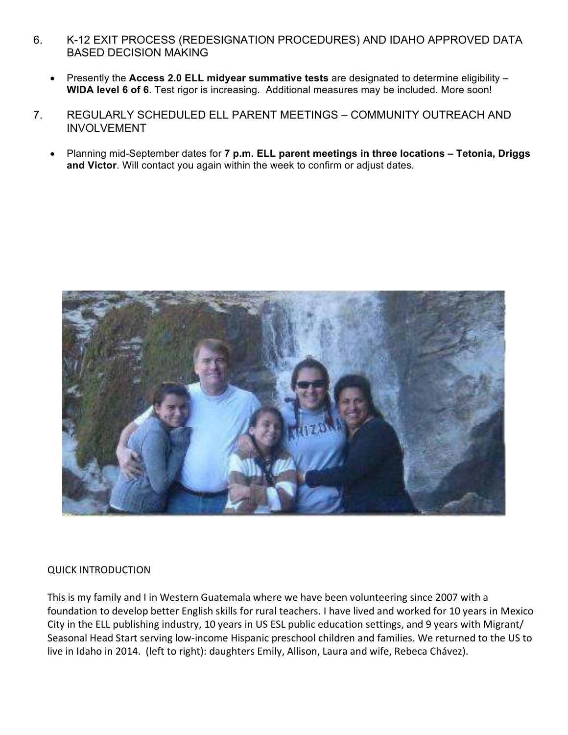6. K-12 EXIT PROCESS (REDESIGNATION PROCEDURES) AND IDAHO APPROVED DATA BASED DECISION MAKING

- Presently the **Access 2.0 ELL midyear summative tests** are designated to determine eligibility – **WIDA level 6 of 6**. Test rigor is increasing. Additional measures may be included. More soon!

7. REGULARLY SCHEDULED ELL PARENT MEETINGS – COMMUNITY OUTREACH AND INVOLVEMENT

- Planning mid-September dates for **7 p.m. ELL parent meetings in three locations – Tetonia, Driggs and Victor**. Will contact you again within the week to confirm or adjust dates.

QUICK INTRODUCTION

This is my family and I in Western Guatemala where we have been volunteering since 2007 with a foundation to develop better English skills for rural teachers. I have lived and worked for 10 years in Mexico City in the ELL publishing industry, 10 years in US ESL public education settings, and 9 years with Migrant/ Seasonal Head Start serving low-income Hispanic preschool children and families. We returned to the US to live in Idaho in 2014. (left to right): daughters Emily, Allison, Laura and wife, Rebeca Chávez).